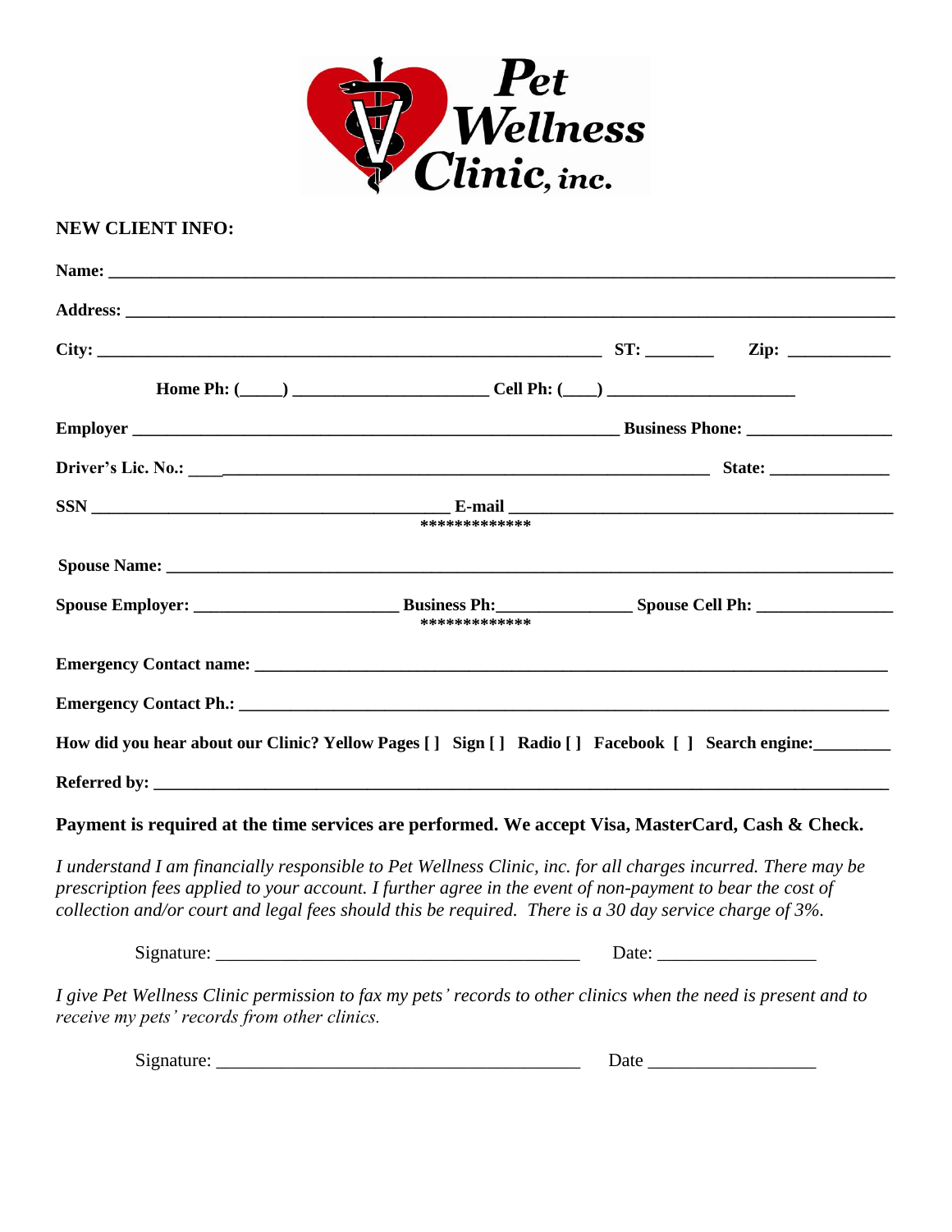**Pet Wellness Clinic, inc.**

**NEW CLIENT INFO:**

**Name:** ____________________________________________________________________________

**Address:** __________________________________________________________________________

**City:** ____________________________________________ **ST:** ________ **Zip:** ____________

**Home Ph: (_____)** ______________________ **Cell Ph: (____)** ______________________

**Employer** ___________________________________________ **Business Phone:** _________________

**Driver's Lic. No.:** _______________________________________________ **State:** ______________

**SSN** ______________________________ **E-mail** ____________________________________

*************

**Spouse Name:** ______________________________________________________________________

**Spouse Employer:** ______________________ **Business Ph:**_______________ **Spouse Cell Ph:** ________________

*************

**Emergency Contact name:** ____________________________________________________________

**Emergency Contact Ph.:** ______________________________________________________________

**How did you hear about our Clinic? Yellow Pages [ ] Sign [ ] Radio [ ] Facebook [ ] Search engine:_________**

**Referred by:** _______________________________________________________________________

**Payment is required at the time services are performed. We accept Visa, MasterCard, Cash & Check.**

*I understand I am financially responsible to Pet Wellness Clinic, inc. for all charges incurred. There may be prescription fees applied to your account. I further agree in the event of non-payment to bear the cost of collection and/or court and legal fees should this be required. There is a 30 day service charge of 3%.*

Signature: ________________________________________ Date: _________________

*I give Pet Wellness Clinic permission to fax my pets' records to other clinics when the need is present and to receive my pets' records from other clinics.*

Signature: ________________________________________ Date __________________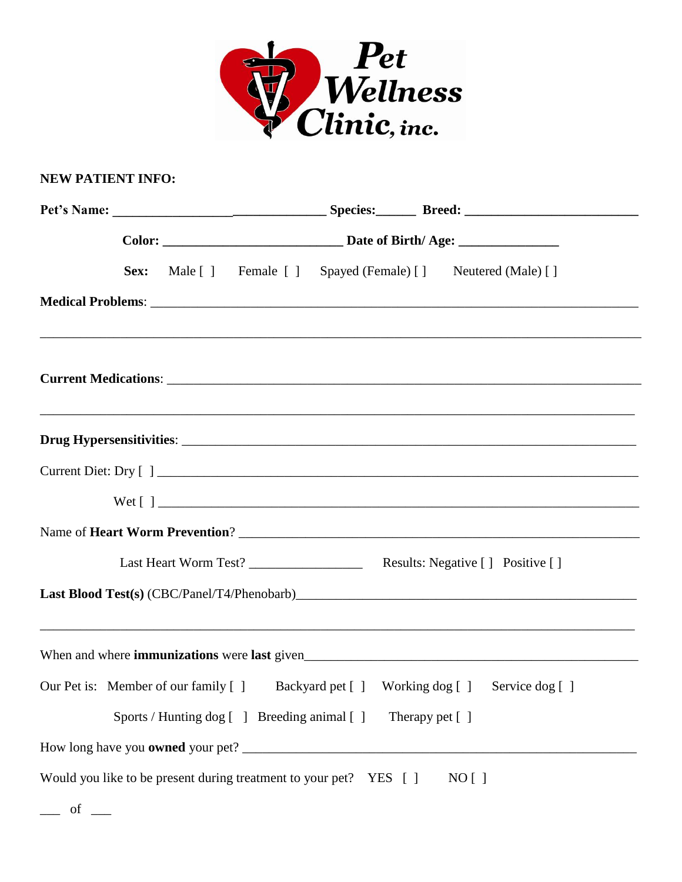Pet Wellness Clinic, inc.

**NEW PATIENT INFO:**

**Pet's Name:** ________________________________ **Species:**______ **Breed:** ___________________________

**Color:** ___________________________ **Date of Birth/ Age:** _______________

**Sex:** Male [ ] Female [ ] Spayed (Female) [ ] Neutered (Male) [ ]

**Medical Problems**: ___________________________________________________________________________

___________________________________________________________________________________________

**Current Medications**: ________________________________________________________________________

___________________________________________________________________________________________

**Drug Hypersensitivities**: ______________________________________________________________________

Current Diet: Dry [ ] ___________________________________________________________________________

Wet [ ] ___________________________________________________________________________

Name of **Heart Worm Prevention**? _______________________________________________________________

Last Heart Worm Test? _________________ Results: Negative [ ] Positive [ ]

**Last Blood Test(s)** (CBC/Panel/T4/Phenobarb)___________________________________________________

___________________________________________________________________________________________

When and where **immunizations** were **last** given________________________________________________

Our Pet is: Member of our family [ ] Backyard pet [ ] Working dog [ ] Service dog [ ]

Sports / Hunting dog [ ] Breeding animal [ ] Therapy pet [ ]

How long have you **owned** your pet? _______________________________________________________

Would you like to be present during treatment to your pet? YES [ ] NO [ ]

___ of ___